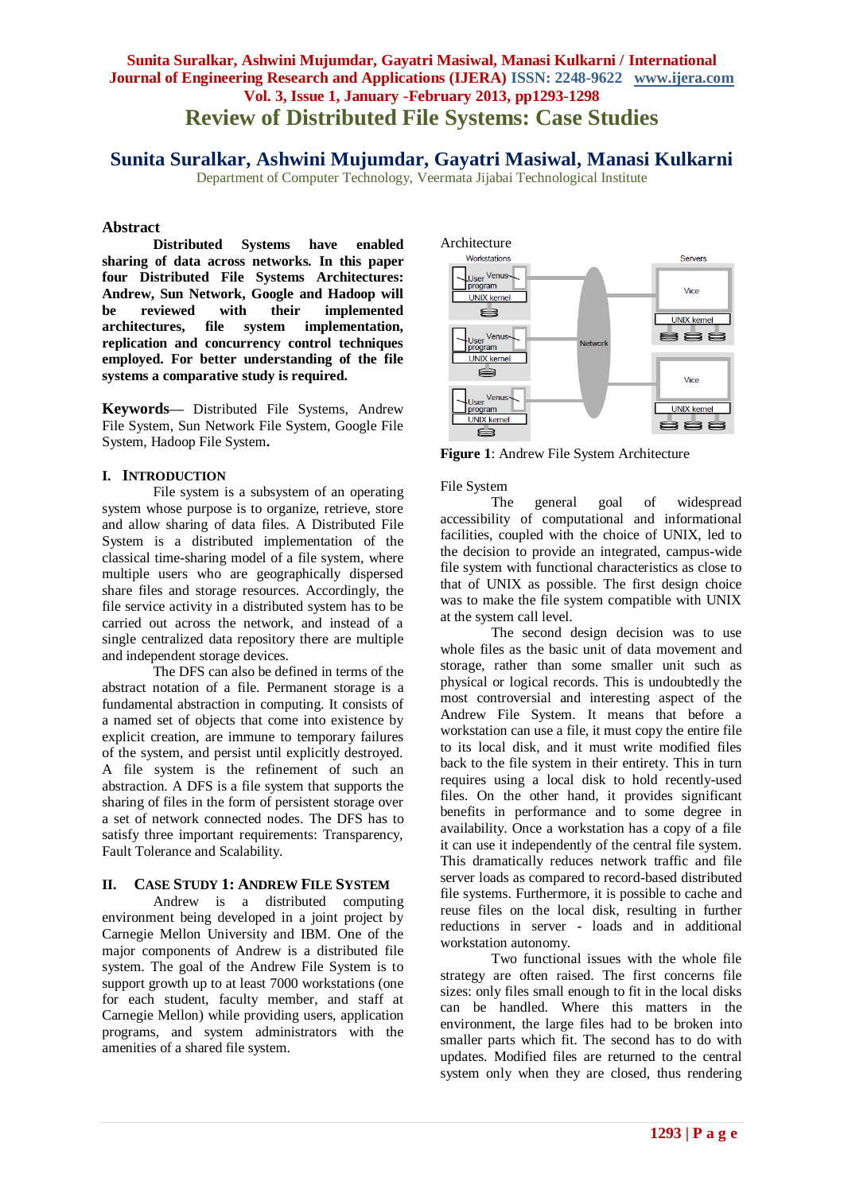# Review of Distributed File Systems: Case Studies

## Sunita Suralkar, Ashwini Mujumdar, Gayatri Masiwal, Manasi Kulkarni

Department of Computer Technology, Veermata Jijabai Technological Institute

### Abstract

**Distributed Systems have enabled sharing of data across networks. In this paper four Distributed File Systems Architectures: Andrew, Sun Network, Google and Hadoop will be reviewed with their implemented architectures, file system implementation, replication and concurrency control techniques employed. For better understanding of the file systems a comparative study is required.**

**Keywords**— Distributed File Systems, Andrew File System, Sun Network File System, Google File System, Hadoop File System**.**

## I. Introduction

File system is a subsystem of an operating system whose purpose is to organize, retrieve, store and allow sharing of data files. A Distributed File System is a distributed implementation of the classical time-sharing model of a file system, where multiple users who are geographically dispersed share files and storage resources. Accordingly, the file service activity in a distributed system has to be carried out across the network, and instead of a single centralized data repository there are multiple and independent storage devices.

The DFS can also be defined in terms of the abstract notation of a file. Permanent storage is a fundamental abstraction in computing. It consists of a named set of objects that come into existence by explicit creation, are immune to temporary failures of the system, and persist until explicitly destroyed. A file system is the refinement of such an abstraction. A DFS is a file system that supports the sharing of files in the form of persistent storage over a set of network connected nodes. The DFS has to satisfy three important requirements: Transparency, Fault Tolerance and Scalability.

## II. Case Study 1: Andrew File System

Andrew is a distributed computing environment being developed in a joint project by Carnegie Mellon University and IBM. One of the major components of Andrew is a distributed file system. The goal of the Andrew File System is to support growth up to at least 7000 workstations (one for each student, faculty member, and staff at Carnegie Mellon) while providing users, application programs, and system administrators with the amenities of a shared file system.

Architecture

**Figure 1**: Andrew File System Architecture

File System

The general goal of widespread accessibility of computational and informational facilities, coupled with the choice of UNIX, led to the decision to provide an integrated, campus-wide file system with functional characteristics as close to that of UNIX as possible. The first design choice was to make the file system compatible with UNIX at the system call level.

The second design decision was to use whole files as the basic unit of data movement and storage, rather than some smaller unit such as physical or logical records. This is undoubtedly the most controversial and interesting aspect of the Andrew File System. It means that before a workstation can use a file, it must copy the entire file to its local disk, and it must write modified files back to the file system in their entirety. This in turn requires using a local disk to hold recently-used files. On the other hand, it provides significant benefits in performance and to some degree in availability. Once a workstation has a copy of a file it can use it independently of the central file system. This dramatically reduces network traffic and file server loads as compared to record-based distributed file systems. Furthermore, it is possible to cache and reuse files on the local disk, resulting in further reductions in server - loads and in additional workstation autonomy.

Two functional issues with the whole file strategy are often raised. The first concerns file sizes: only files small enough to fit in the local disks can be handled. Where this matters in the environment, the large files had to be broken into smaller parts which fit. The second has to do with updates. Modified files are returned to the central system only when they are closed, thus rendering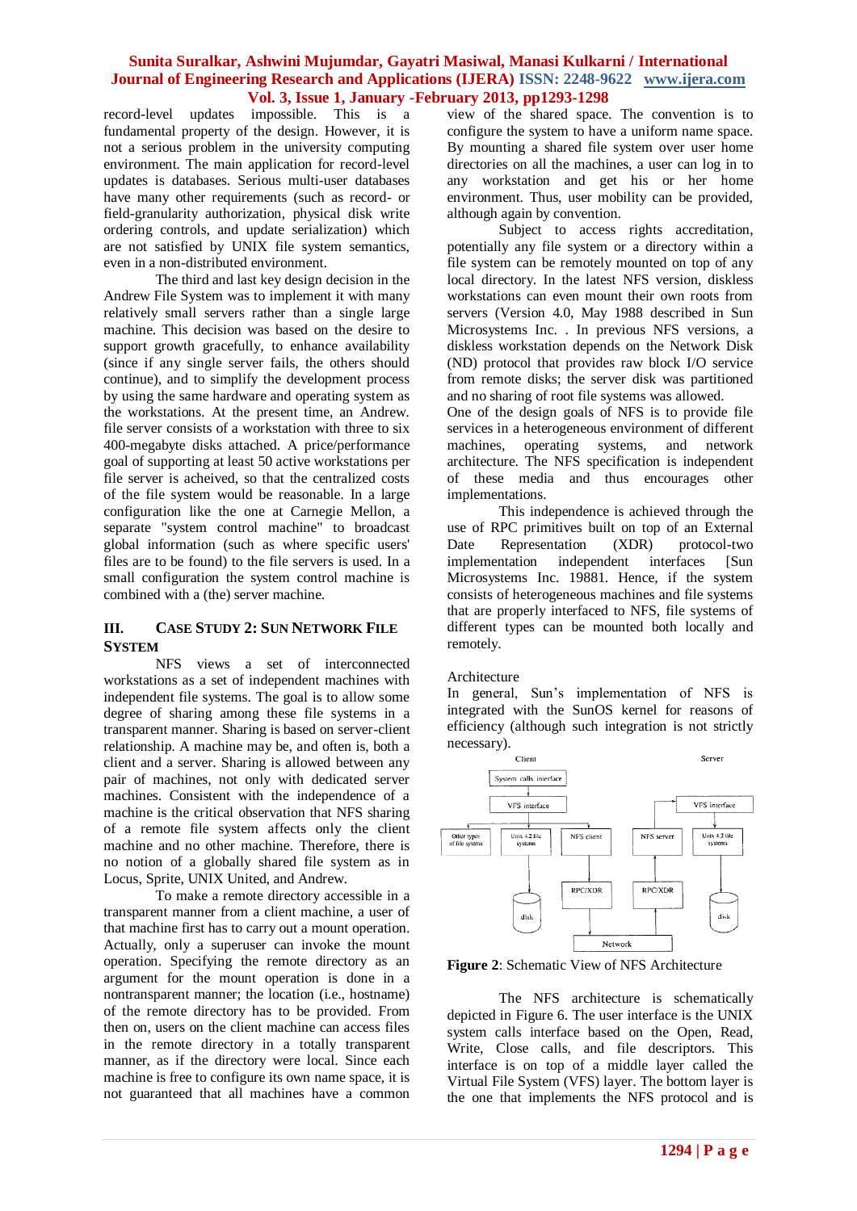record-level updates impossible. This is a fundamental property of the design. However, it is not a serious problem in the university computing environment. The main application for record-level updates is databases. Serious multi-user databases have many other requirements (such as record- or field-granularity authorization, physical disk write ordering controls, and update serialization) which are not satisfied by UNIX file system semantics, even in a non-distributed environment.

The third and last key design decision in the Andrew File System was to implement it with many relatively small servers rather than a single large machine. This decision was based on the desire to support growth gracefully, to enhance availability (since if any single server fails, the others should continue), and to simplify the development process by using the same hardware and operating system as the workstations. At the present time, an Andrew. file server consists of a workstation with three to six 400-megabyte disks attached. A price/performance goal of supporting at least 50 active workstations per file server is acheived, so that the centralized costs of the file system would be reasonable. In a large configuration like the one at Carnegie Mellon, a separate "system control machine" to broadcast global information (such as where specific users' files are to be found) to the file servers is used. In a small configuration the system control machine is combined with a (the) server machine.

## III. Case Study 2: Sun Network File System

NFS views a set of interconnected workstations as a set of independent machines with independent file systems. The goal is to allow some degree of sharing among these file systems in a transparent manner. Sharing is based on server-client relationship. A machine may be, and often is, both a client and a server. Sharing is allowed between any pair of machines, not only with dedicated server machines. Consistent with the independence of a machine is the critical observation that NFS sharing of a remote file system affects only the client machine and no other machine. Therefore, there is no notion of a globally shared file system as in Locus, Sprite, UNIX United, and Andrew.

To make a remote directory accessible in a transparent manner from a client machine, a user of that machine first has to carry out a mount operation. Actually, only a superuser can invoke the mount operation. Specifying the remote directory as an argument for the mount operation is done in a nontransparent manner; the location (i.e., hostname) of the remote directory has to be provided. From then on, users on the client machine can access files in the remote directory in a totally transparent manner, as if the directory were local. Since each machine is free to configure its own name space, it is not guaranteed that all machines have a common view of the shared space. The convention is to configure the system to have a uniform name space. By mounting a shared file system over user home directories on all the machines, a user can log in to any workstation and get his or her home environment. Thus, user mobility can be provided, although again by convention.

Subject to access rights accreditation, potentially any file system or a directory within a file system can be remotely mounted on top of any local directory. In the latest NFS version, diskless workstations can even mount their own roots from servers (Version 4.0, May 1988 described in Sun Microsystems Inc. . In previous NFS versions, a diskless workstation depends on the Network Disk (ND) protocol that provides raw block I/O service from remote disks; the server disk was partitioned and no sharing of root file systems was allowed.

One of the design goals of NFS is to provide file services in a heterogeneous environment of different machines, operating systems, and network architecture. The NFS specification is independent of these media and thus encourages other implementations.

This independence is achieved through the use of RPC primitives built on top of an External Date Representation (XDR) protocol-two implementation independent interfaces [Sun Microsystems Inc. 19881. Hence, if the system consists of heterogeneous machines and file systems that are properly interfaced to NFS, file systems of different types can be mounted both locally and remotely.

Architecture

In general, Sun's implementation of NFS is integrated with the SunOS kernel for reasons of efficiency (although such integration is not strictly necessary).

**Figure 2**: Schematic View of NFS Architecture

The NFS architecture is schematically depicted in Figure 6. The user interface is the UNIX system calls interface based on the Open, Read, Write, Close calls, and file descriptors. This interface is on top of a middle layer called the Virtual File System (VFS) layer. The bottom layer is the one that implements the NFS protocol and is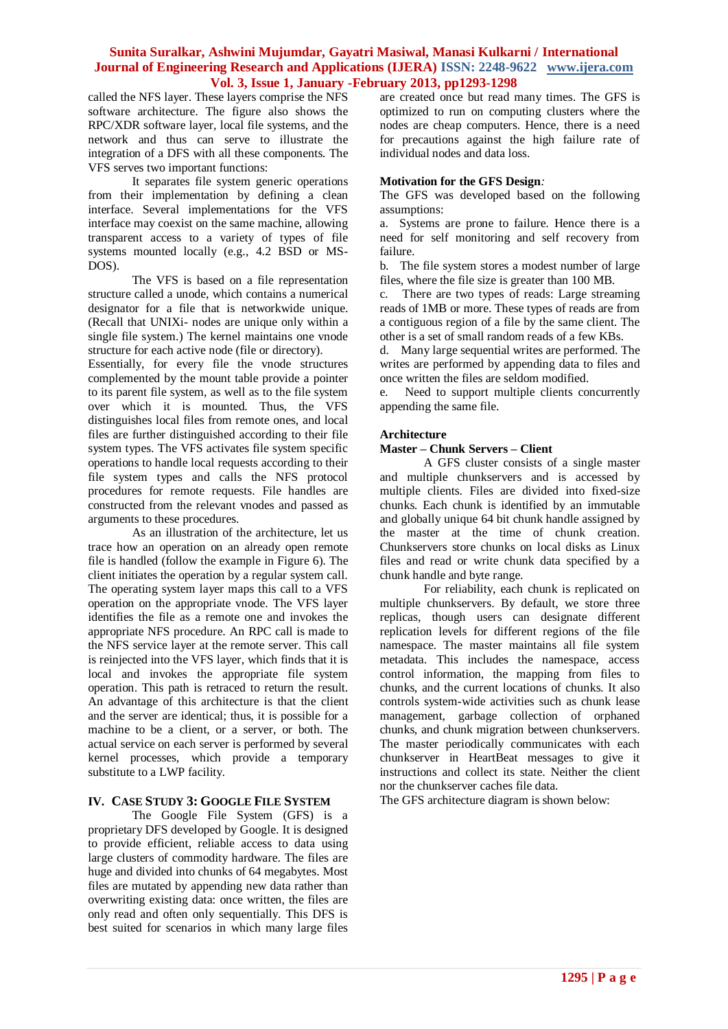called the NFS layer. These layers comprise the NFS software architecture. The figure also shows the RPC/XDR software layer, local file systems, and the network and thus can serve to illustrate the integration of a DFS with all these components. The VFS serves two important functions:

It separates file system generic operations from their implementation by defining a clean interface. Several implementations for the VFS interface may coexist on the same machine, allowing transparent access to a variety of types of file systems mounted locally (e.g., 4.2 BSD or MS-DOS).

The VFS is based on a file representation structure called a unode, which contains a numerical designator for a file that is networkwide unique. (Recall that UNIXi- nodes are unique only within a single file system.) The kernel maintains one vnode structure for each active node (file or directory).

Essentially, for every file the vnode structures complemented by the mount table provide a pointer to its parent file system, as well as to the file system over which it is mounted. Thus, the VFS distinguishes local files from remote ones, and local files are further distinguished according to their file system types. The VFS activates file system specific operations to handle local requests according to their file system types and calls the NFS protocol procedures for remote requests. File handles are constructed from the relevant vnodes and passed as arguments to these procedures.

As an illustration of the architecture, let us trace how an operation on an already open remote file is handled (follow the example in Figure 6). The client initiates the operation by a regular system call. The operating system layer maps this call to a VFS operation on the appropriate vnode. The VFS layer identifies the file as a remote one and invokes the appropriate NFS procedure. An RPC call is made to the NFS service layer at the remote server. This call is reinjected into the VFS layer, which finds that it is local and invokes the appropriate file system operation. This path is retraced to return the result. An advantage of this architecture is that the client and the server are identical; thus, it is possible for a machine to be a client, or a server, or both. The actual service on each server is performed by several kernel processes, which provide a temporary substitute to a LWP facility.

## IV. Case Study 3: Google File System

The Google File System (GFS) is a proprietary DFS developed by Google. It is designed to provide efficient, reliable access to data using large clusters of commodity hardware. The files are huge and divided into chunks of 64 megabytes. Most files are mutated by appending new data rather than overwriting existing data: once written, the files are only read and often only sequentially. This DFS is best suited for scenarios in which many large files are created once but read many times. The GFS is optimized to run on computing clusters where the nodes are cheap computers. Hence, there is a need for precautions against the high failure rate of individual nodes and data loss.

**Motivation for the GFS Design***:*

The GFS was developed based on the following assumptions:

a. Systems are prone to failure. Hence there is a need for self monitoring and self recovery from failure.

b. The file system stores a modest number of large files, where the file size is greater than 100 MB.

c. There are two types of reads: Large streaming reads of 1MB or more. These types of reads are from a contiguous region of a file by the same client. The other is a set of small random reads of a few KBs.

d. Many large sequential writes are performed. The writes are performed by appending data to files and once written the files are seldom modified.

e. Need to support multiple clients concurrently appending the same file.

**Architecture**

**Master – Chunk Servers – Client**

A GFS cluster consists of a single master and multiple chunkservers and is accessed by multiple clients. Files are divided into fixed-size chunks. Each chunk is identified by an immutable and globally unique 64 bit chunk handle assigned by the master at the time of chunk creation. Chunkservers store chunks on local disks as Linux files and read or write chunk data specified by a chunk handle and byte range.

For reliability, each chunk is replicated on multiple chunkservers. By default, we store three replicas, though users can designate different replication levels for different regions of the file namespace. The master maintains all file system metadata. This includes the namespace, access control information, the mapping from files to chunks, and the current locations of chunks. It also controls system-wide activities such as chunk lease management, garbage collection of orphaned chunks, and chunk migration between chunkservers. The master periodically communicates with each chunkserver in HeartBeat messages to give it instructions and collect its state. Neither the client nor the chunkserver caches file data.

The GFS architecture diagram is shown below: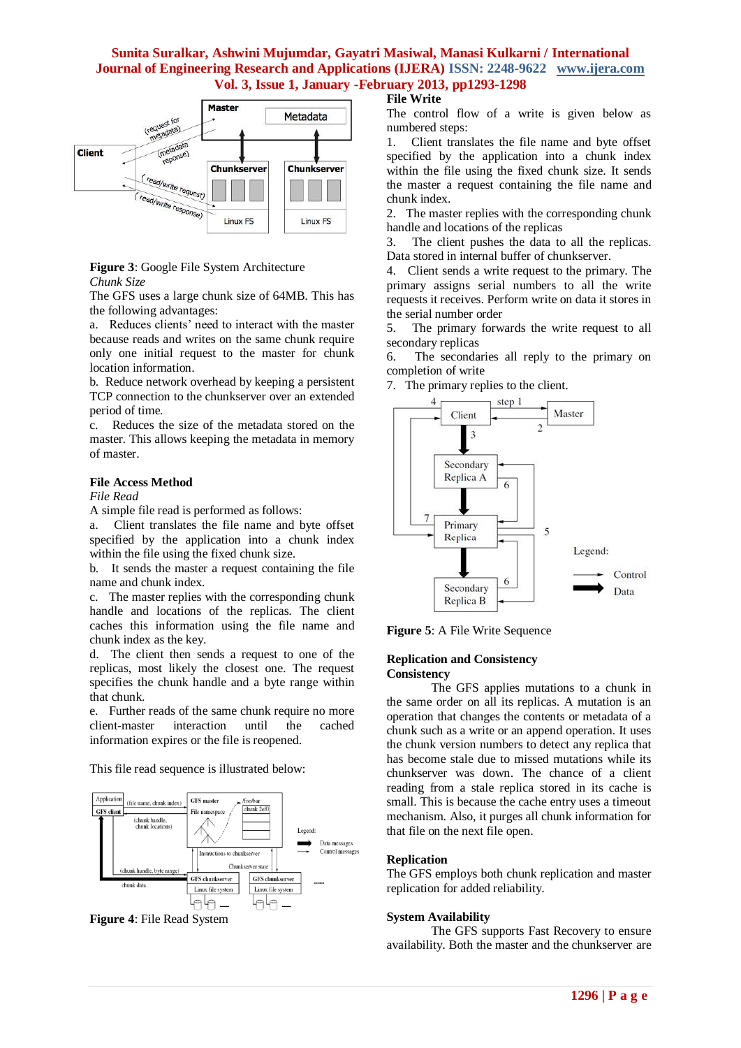**Figure 3**: Google File System Architecture

*Chunk Size*

The GFS uses a large chunk size of 64MB. This has the following advantages:

a. Reduces clients' need to interact with the master because reads and writes on the same chunk require only one initial request to the master for chunk location information.

b. Reduce network overhead by keeping a persistent TCP connection to the chunkserver over an extended period of time.

c. Reduces the size of the metadata stored on the master. This allows keeping the metadata in memory of master.

### File Access Method

*File Read*

A simple file read is performed as follows:

a. Client translates the file name and byte offset specified by the application into a chunk index within the file using the fixed chunk size.

b. It sends the master a request containing the file name and chunk index.

c. The master replies with the corresponding chunk handle and locations of the replicas. The client caches this information using the file name and chunk index as the key.

d. The client then sends a request to one of the replicas, most likely the closest one. The request specifies the chunk handle and a byte range within that chunk.

e. Further reads of the same chunk require no more client-master interaction until the cached information expires or the file is reopened.

This file read sequence is illustrated below:

**Figure 4**: File Read System

**File Write**

The control flow of a write is given below as numbered steps:

1. Client translates the file name and byte offset specified by the application into a chunk index within the file using the fixed chunk size. It sends the master a request containing the file name and chunk index.
2. The master replies with the corresponding chunk handle and locations of the replicas
3. The client pushes the data to all the replicas. Data stored in internal buffer of chunkserver.
4. Client sends a write request to the primary. The primary assigns serial numbers to all the write requests it receives. Perform write on data it stores in the serial number order
5. The primary forwards the write request to all secondary replicas
6. The secondaries all reply to the primary on completion of write
7. The primary replies to the client.

**Figure 5**: A File Write Sequence

### Replication and Consistency

**Consistency**

The GFS applies mutations to a chunk in the same order on all its replicas. A mutation is an operation that changes the contents or metadata of a chunk such as a write or an append operation. It uses the chunk version numbers to detect any replica that has become stale due to missed mutations while its chunkserver was down. The chance of a client reading from a stale replica stored in its cache is small. This is because the cache entry uses a timeout mechanism. Also, it purges all chunk information for that file on the next file open.

**Replication**

The GFS employs both chunk replication and master replication for added reliability.

**System Availability**

The GFS supports Fast Recovery to ensure availability. Both the master and the chunkserver are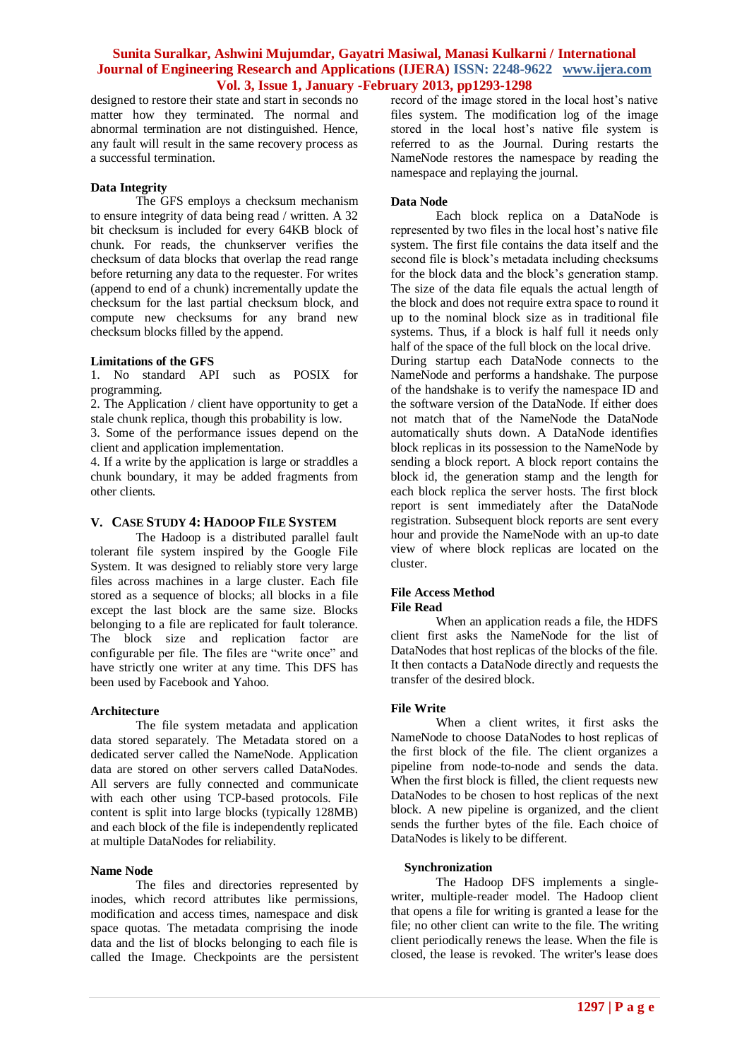designed to restore their state and start in seconds no matter how they terminated. The normal and abnormal termination are not distinguished. Hence, any fault will result in the same recovery process as a successful termination.

**Data Integrity**

The GFS employs a checksum mechanism to ensure integrity of data being read / written. A 32 bit checksum is included for every 64KB block of chunk. For reads, the chunkserver verifies the checksum of data blocks that overlap the read range before returning any data to the requester. For writes (append to end of a chunk) incrementally update the checksum for the last partial checksum block, and compute new checksums for any brand new checksum blocks filled by the append.

**Limitations of the GFS**

1. No standard API such as POSIX for programming.
2. The Application / client have opportunity to get a stale chunk replica, though this probability is low.
3. Some of the performance issues depend on the client and application implementation.
4. If a write by the application is large or straddles a chunk boundary, it may be added fragments from other clients.

## V. Case Study 4: Hadoop File System

The Hadoop is a distributed parallel fault tolerant file system inspired by the Google File System. It was designed to reliably store very large files across machines in a large cluster. Each file stored as a sequence of blocks; all blocks in a file except the last block are the same size. Blocks belonging to a file are replicated for fault tolerance. The block size and replication factor are configurable per file. The files are "write once" and have strictly one writer at any time. This DFS has been used by Facebook and Yahoo.

**Architecture**

The file system metadata and application data stored separately. The Metadata stored on a dedicated server called the NameNode. Application data are stored on other servers called DataNodes. All servers are fully connected and communicate with each other using TCP-based protocols. File content is split into large blocks (typically 128MB) and each block of the file is independently replicated at multiple DataNodes for reliability.

**Name Node**

The files and directories represented by inodes, which record attributes like permissions, modification and access times, namespace and disk space quotas. The metadata comprising the inode data and the list of blocks belonging to each file is called the Image. Checkpoints are the persistent record of the image stored in the local host's native files system. The modification log of the image stored in the local host's native file system is referred to as the Journal. During restarts the NameNode restores the namespace by reading the namespace and replaying the journal.

**Data Node**

Each block replica on a DataNode is represented by two files in the local host's native file system. The first file contains the data itself and the second file is block's metadata including checksums for the block data and the block's generation stamp. The size of the data file equals the actual length of the block and does not require extra space to round it up to the nominal block size as in traditional file systems. Thus, if a block is half full it needs only half of the space of the full block on the local drive. During startup each DataNode connects to the NameNode and performs a handshake. The purpose of the handshake is to verify the namespace ID and the software version of the DataNode. If either does not match that of the NameNode the DataNode automatically shuts down. A DataNode identifies block replicas in its possession to the NameNode by sending a block report. A block report contains the block id, the generation stamp and the length for each block replica the server hosts. The first block report is sent immediately after the DataNode registration. Subsequent block reports are sent every hour and provide the NameNode with an up-to date view of where block replicas are located on the cluster.

**File Access Method**

**File Read**

When an application reads a file, the HDFS client first asks the NameNode for the list of DataNodes that host replicas of the blocks of the file. It then contacts a DataNode directly and requests the transfer of the desired block.

**File Write**

When a client writes, it first asks the NameNode to choose DataNodes to host replicas of the first block of the file. The client organizes a pipeline from node-to-node and sends the data. When the first block is filled, the client requests new DataNodes to be chosen to host replicas of the next block. A new pipeline is organized, and the client sends the further bytes of the file. Each choice of DataNodes is likely to be different.

**Synchronization**

The Hadoop DFS implements a single-writer, multiple-reader model. The Hadoop client that opens a file for writing is granted a lease for the file; no other client can write to the file. The writing client periodically renews the lease. When the file is closed, the lease is revoked. The writer's lease does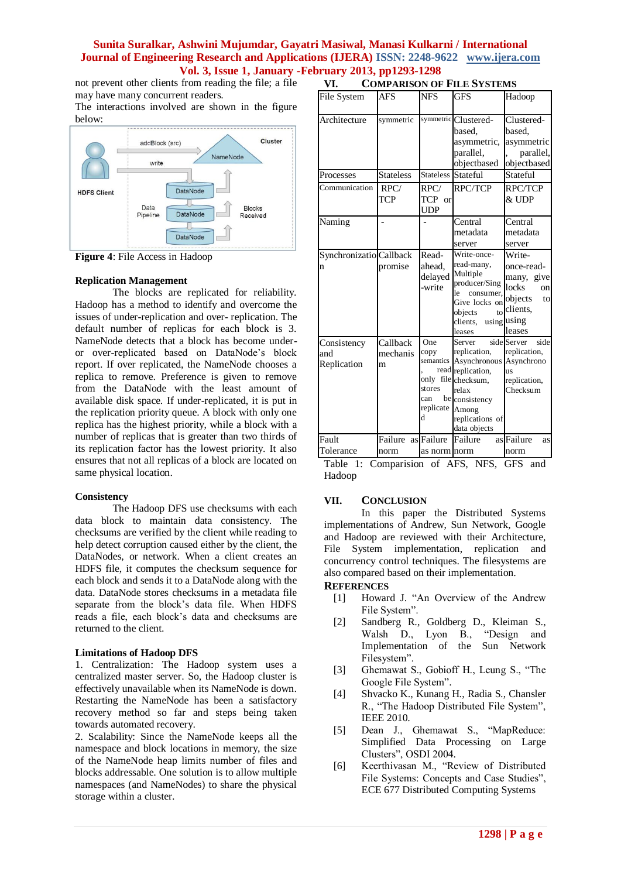not prevent other clients from reading the file; a file may have many concurrent readers.

The interactions involved are shown in the figure below:

addBlock (src)
Cluster
NameNode
write
HDFS Client
DataNode
Data Pipeline
DataNode
Blocks Received
DataNode

**Figure 4**: File Access in Hadoop

### Replication Management

The blocks are replicated for reliability. Hadoop has a method to identify and overcome the issues of under-replication and over- replication. The default number of replicas for each block is 3. NameNode detects that a block has become under- or over-replicated based on DataNode's block report. If over replicated, the NameNode chooses a replica to remove. Preference is given to remove from the DataNode with the least amount of available disk space. If under-replicated, it is put in the replication priority queue. A block with only one replica has the highest priority, while a block with a number of replicas that is greater than two thirds of its replication factor has the lowest priority. It also ensures that not all replicas of a block are located on same physical location.

### Consistency

The Hadoop DFS use checksums with each data block to maintain data consistency. The checksums are verified by the client while reading to help detect corruption caused either by the client, the DataNodes, or network. When a client creates an HDFS file, it computes the checksum sequence for each block and sends it to a DataNode along with the data. DataNode stores checksums in a metadata file separate from the block's data file. When HDFS reads a file, each block's data and checksums are returned to the client.

### Limitations of Hadoop DFS

1. Centralization: The Hadoop system uses a centralized master server. So, the Hadoop cluster is effectively unavailable when its NameNode is down. Restarting the NameNode has been a satisfactory recovery method so far and steps being taken towards automated recovery.

2. Scalability: Since the NameNode keeps all the namespace and block locations in memory, the size of the NameNode heap limits number of files and blocks addressable. One solution is to allow multiple namespaces (and NameNodes) to share the physical storage within a cluster.

## VI. Comparison of File Systems

| File System | AFS | NFS | GFS | Hadoop |
|---|---|---|---|---|
| Architecture | symmetric | symmetric | Clustered-based, asymmetric, parallel, objectbased | Clustered-based, asymmetric, parallel, objectbased |
| Processes | Stateless | Stateless | Stateful | Stateful |
| Communication | RPC/ TCP | RPC/ TCP or UDP | RPC/TCP | RPC/TCP & UDP |
| Naming | - | - | Central metadata server | Central metadata server |
| Synchronization | Callback promise | Read-ahead, delayed-write | Write-once-read-many, Multiple producer/Single consumer, Give locks on objects to clients, using leases | Write-once-read-many, give locks on objects to clients, using leases |
| Consistency and Replication | Callback mechanism | One copy semantics, read only file stores can be replicated | Server side replication, Asynchronous replication, checksum, relax consistency Among replications of data objects | Server side replication, Asynchronous replication, Checksum |
| Fault Tolerance | Failure as norm | Failure as norm | Failure as norm | Failure as norm |

Table 1: Comparision of AFS, NFS, GFS and Hadoop

## VII. Conclusion

In this paper the Distributed Systems implementations of Andrew, Sun Network, Google and Hadoop are reviewed with their Architecture, File System implementation, replication and concurrency control techniques. The filesystems are also compared based on their implementation.

## References

[1] Howard J. "An Overview of the Andrew File System".

[2] Sandberg R., Goldberg D., Kleiman S., Walsh D., Lyon B., "Design and Implementation of the Sun Network Filesystem".

[3] Ghemawat S., Gobioff H., Leung S., "The Google File System".

[4] Shvacko K., Kunang H., Radia S., Chansler R., "The Hadoop Distributed File System", IEEE 2010.

[5] Dean J., Ghemawat S., "MapReduce: Simplified Data Processing on Large Clusters", OSDI 2004.

[6] Keerthivasan M., "Review of Distributed File Systems: Concepts and Case Studies", ECE 677 Distributed Computing Systems